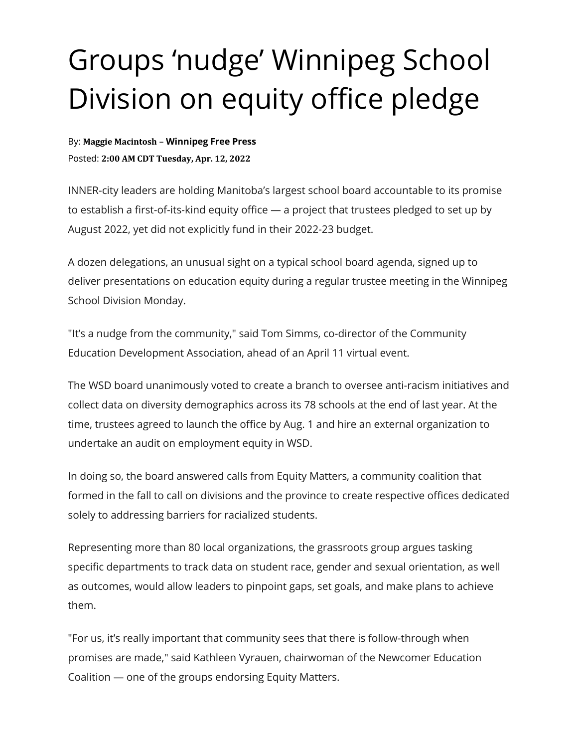# Groups 'nudge' Winnipeg School Division on equity office pledge

By: **Maggie Macintosh – Winnipeg Free Press**
Posted: **2:00 AM CDT Tuesday, Apr. 12, 2022**

INNER-city leaders are holding Manitoba's largest school board accountable to its promise to establish a first-of-its-kind equity office — a project that trustees pledged to set up by August 2022, yet did not explicitly fund in their 2022-23 budget.

A dozen delegations, an unusual sight on a typical school board agenda, signed up to deliver presentations on education equity during a regular trustee meeting in the Winnipeg School Division Monday.

"It's a nudge from the community," said Tom Simms, co-director of the Community Education Development Association, ahead of an April 11 virtual event.

The WSD board unanimously voted to create a branch to oversee anti-racism initiatives and collect data on diversity demographics across its 78 schools at the end of last year. At the time, trustees agreed to launch the office by Aug. 1 and hire an external organization to undertake an audit on employment equity in WSD.

In doing so, the board answered calls from Equity Matters, a community coalition that formed in the fall to call on divisions and the province to create respective offices dedicated solely to addressing barriers for racialized students.

Representing more than 80 local organizations, the grassroots group argues tasking specific departments to track data on student race, gender and sexual orientation, as well as outcomes, would allow leaders to pinpoint gaps, set goals, and make plans to achieve them.

"For us, it's really important that community sees that there is follow-through when promises are made," said Kathleen Vyrauen, chairwoman of the Newcomer Education Coalition — one of the groups endorsing Equity Matters.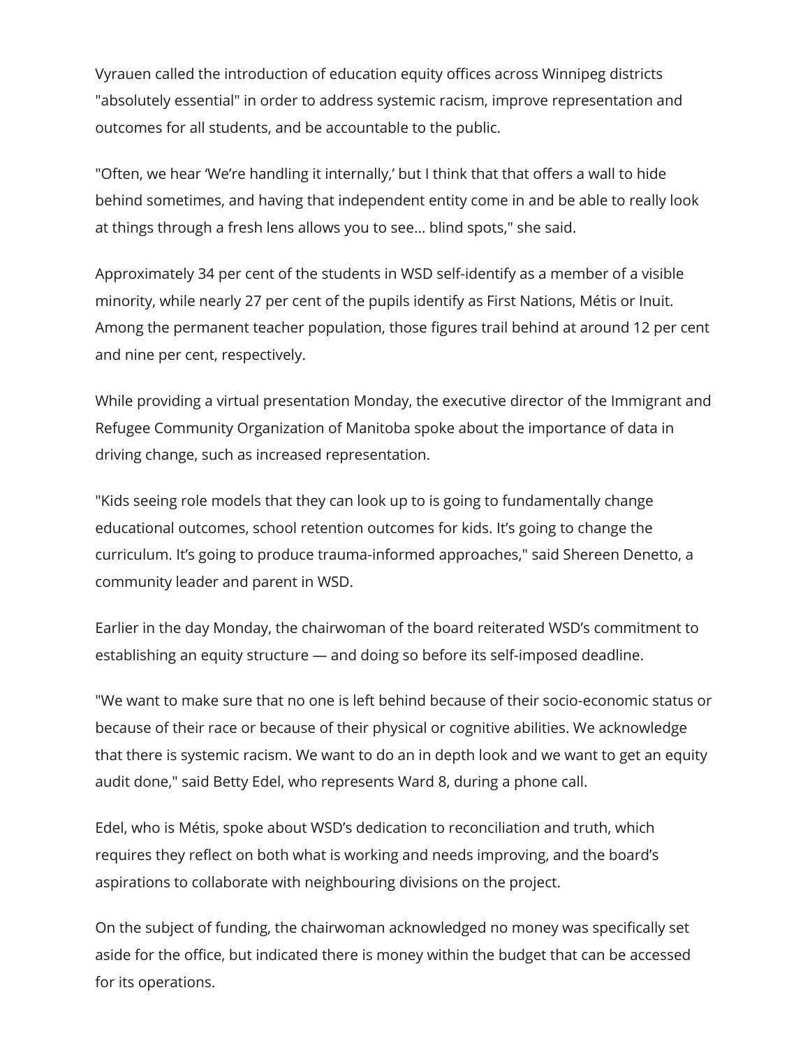Vyrauen called the introduction of education equity offices across Winnipeg districts "absolutely essential" in order to address systemic racism, improve representation and outcomes for all students, and be accountable to the public.

"Often, we hear 'We're handling it internally,' but I think that that offers a wall to hide behind sometimes, and having that independent entity come in and be able to really look at things through a fresh lens allows you to see... blind spots," she said.

Approximately 34 per cent of the students in WSD self-identify as a member of a visible minority, while nearly 27 per cent of the pupils identify as First Nations, Métis or Inuit. Among the permanent teacher population, those figures trail behind at around 12 per cent and nine per cent, respectively.

While providing a virtual presentation Monday, the executive director of the Immigrant and Refugee Community Organization of Manitoba spoke about the importance of data in driving change, such as increased representation.

"Kids seeing role models that they can look up to is going to fundamentally change educational outcomes, school retention outcomes for kids. It's going to change the curriculum. It's going to produce trauma-informed approaches," said Shereen Denetto, a community leader and parent in WSD.

Earlier in the day Monday, the chairwoman of the board reiterated WSD's commitment to establishing an equity structure — and doing so before its self-imposed deadline.

"We want to make sure that no one is left behind because of their socio-economic status or because of their race or because of their physical or cognitive abilities. We acknowledge that there is systemic racism. We want to do an in depth look and we want to get an equity audit done," said Betty Edel, who represents Ward 8, during a phone call.

Edel, who is Métis, spoke about WSD's dedication to reconciliation and truth, which requires they reflect on both what is working and needs improving, and the board's aspirations to collaborate with neighbouring divisions on the project.

On the subject of funding, the chairwoman acknowledged no money was specifically set aside for the office, but indicated there is money within the budget that can be accessed for its operations.